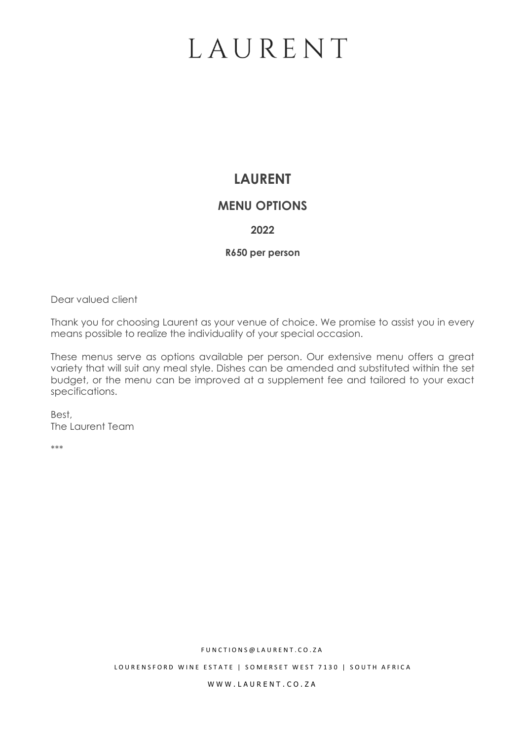# LAURENT

## LAURENT

## MENU OPTIONS

### 2022

**R650 per person**

Dear valued client

Thank you for choosing Laurent as your venue of choice. We promise to assist you in every means possible to realize the individuality of your special occasion.

These menus serve as options available per person. Our extensive menu offers a great variety that will suit any meal style. Dishes can be amended and substituted within the set budget, or the menu can be improved at a supplement fee and tailored to your exact specifications.

Best,
The Laurent Team

\*\*\*

FUNCTIONS@LAURENT.CO.ZA

LOURENSFORD WINE ESTATE | SOMERSET WEST 7130 | SOUTH AFRICA

WWW.LAURENT.CO.ZA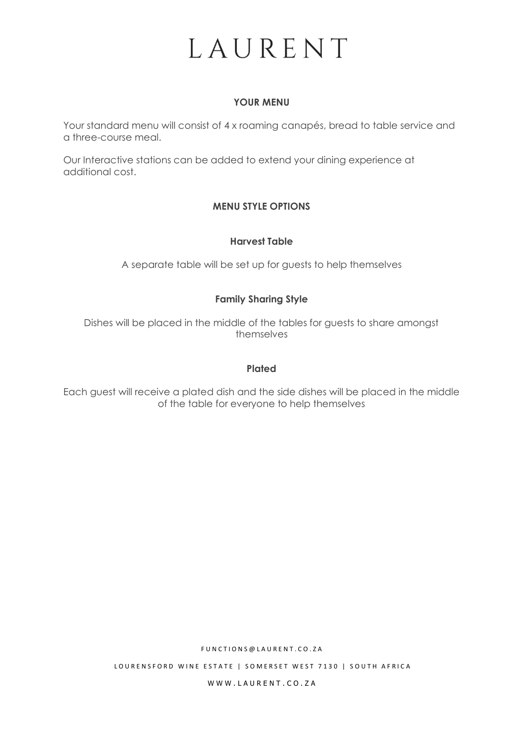# LAURENT

## YOUR MENU

Your standard menu will consist of 4 x roaming canapés, bread to table service and a three-course meal.

Our Interactive stations can be added to extend your dining experience at additional cost.

## MENU STYLE OPTIONS

### Harvest Table

A separate table will be set up for guests to help themselves

### Family Sharing Style

Dishes will be placed in the middle of the tables for guests to share amongst themselves

### Plated

Each guest will receive a plated dish and the side dishes will be placed in the middle of the table for everyone to help themselves

FUNCTIONS@LAURENT.CO.ZA

LOURENSFORD WINE ESTATE | SOMERSET WEST 7130 | SOUTH AFRICA

WWW.LAURENT.CO.ZA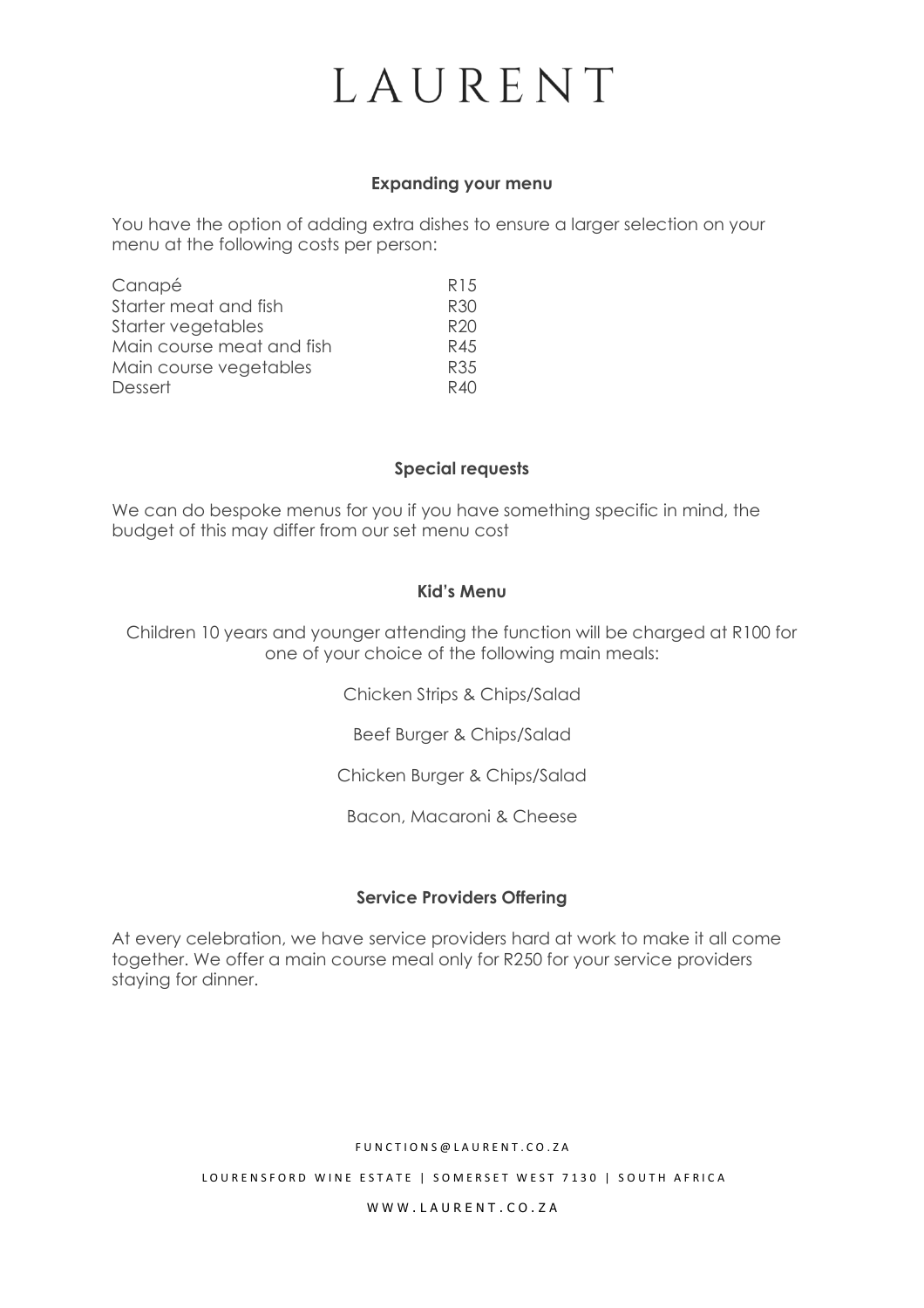# LAURENT

## Expanding your menu

You have the option of adding extra dishes to ensure a larger selection on your menu at the following costs per person:

| | |
|---|---|
| Canapé | R15 |
| Starter meat and fish | R30 |
| Starter vegetables | R20 |
| Main course meat and fish | R45 |
| Main course vegetables | R35 |
| Dessert | R40 |

## Special requests

We can do bespoke menus for you if you have something specific in mind, the budget of this may differ from our set menu cost

## Kid's Menu

Children 10 years and younger attending the function will be charged at R100 for one of your choice of the following main meals:

Chicken Strips & Chips/Salad

Beef Burger & Chips/Salad

Chicken Burger & Chips/Salad

Bacon, Macaroni & Cheese

## Service Providers Offering

At every celebration, we have service providers hard at work to make it all come together. We offer a main course meal only for R250 for your service providers staying for dinner.

FUNCTIONS@LAURENT.CO.ZA

LOURENSFORD WINE ESTATE | SOMERSET WEST 7130 | SOUTH AFRICA

WWW.LAURENT.CO.ZA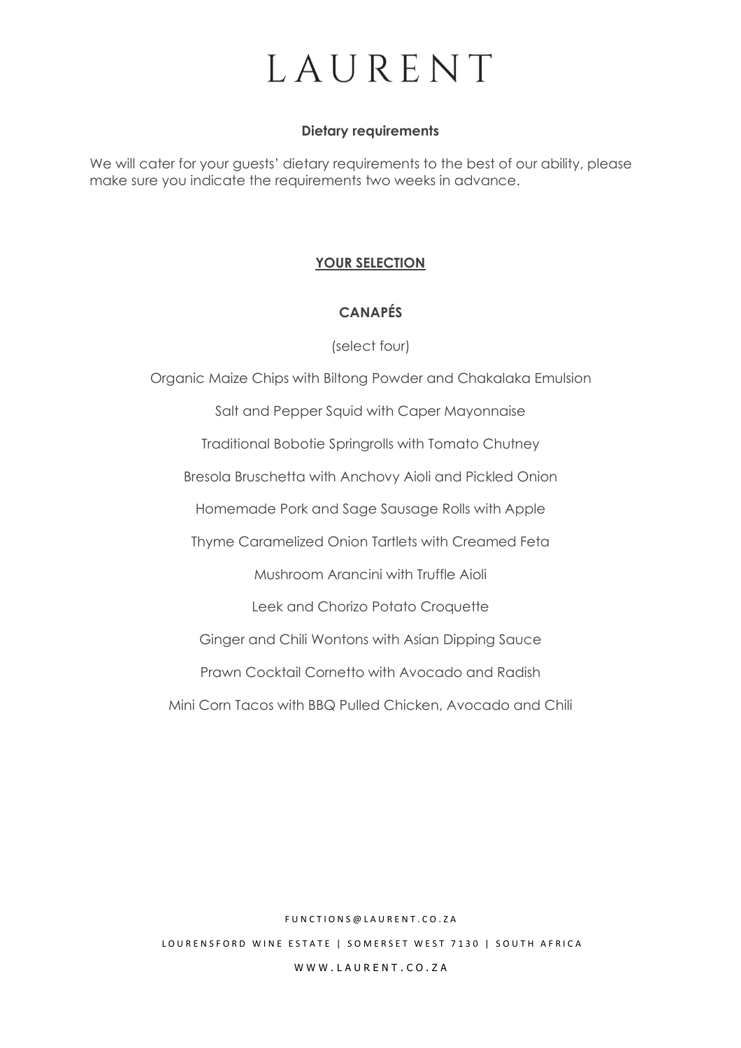# LAURENT

**Dietary requirements**

We will cater for your guests' dietary requirements to the best of our ability, please make sure you indicate the requirements two weeks in advance.

## YOUR SELECTION

### CANAPÉS

(select four)

Organic Maize Chips with Biltong Powder and Chakalaka Emulsion

Salt and Pepper Squid with Caper Mayonnaise

Traditional Bobotie Springrolls with Tomato Chutney

Bresola Bruschetta with Anchovy Aioli and Pickled Onion

Homemade Pork and Sage Sausage Rolls with Apple

Thyme Caramelized Onion Tartlets with Creamed Feta

Mushroom Arancini with Truffle Aioli

Leek and Chorizo Potato Croquette

Ginger and Chili Wontons with Asian Dipping Sauce

Prawn Cocktail Cornetto with Avocado and Radish

Mini Corn Tacos with BBQ Pulled Chicken, Avocado and Chili

FUNCTIONS@LAURENT.CO.ZA

LOURENSFORD WINE ESTATE | SOMERSET WEST 7130 | SOUTH AFRICA

WWW.LAURENT.CO.ZA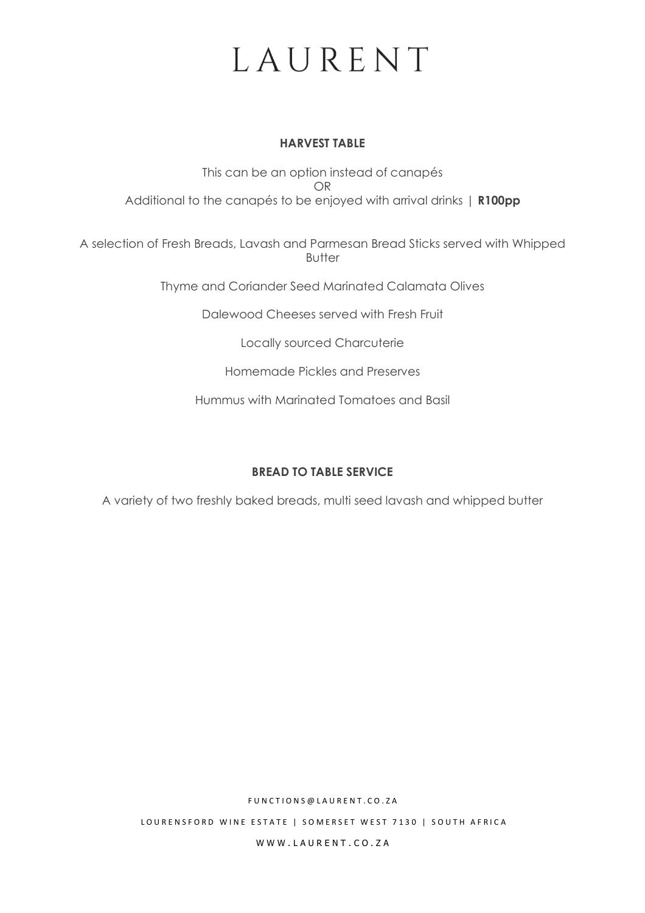# LAURENT

## HARVEST TABLE

This can be an option instead of canapés
OR
Additional to the canapés to be enjoyed with arrival drinks | **R100pp**

A selection of Fresh Breads, Lavash and Parmesan Bread Sticks served with Whipped Butter

Thyme and Coriander Seed Marinated Calamata Olives

Dalewood Cheeses served with Fresh Fruit

Locally sourced Charcuterie

Homemade Pickles and Preserves

Hummus with Marinated Tomatoes and Basil

## BREAD TO TABLE SERVICE

A variety of two freshly baked breads, multi seed lavash and whipped butter

FUNCTIONS@LAURENT.CO.ZA

LOURENSFORD WINE ESTATE | SOMERSET WEST 7130 | SOUTH AFRICA

WWW.LAURENT.CO.ZA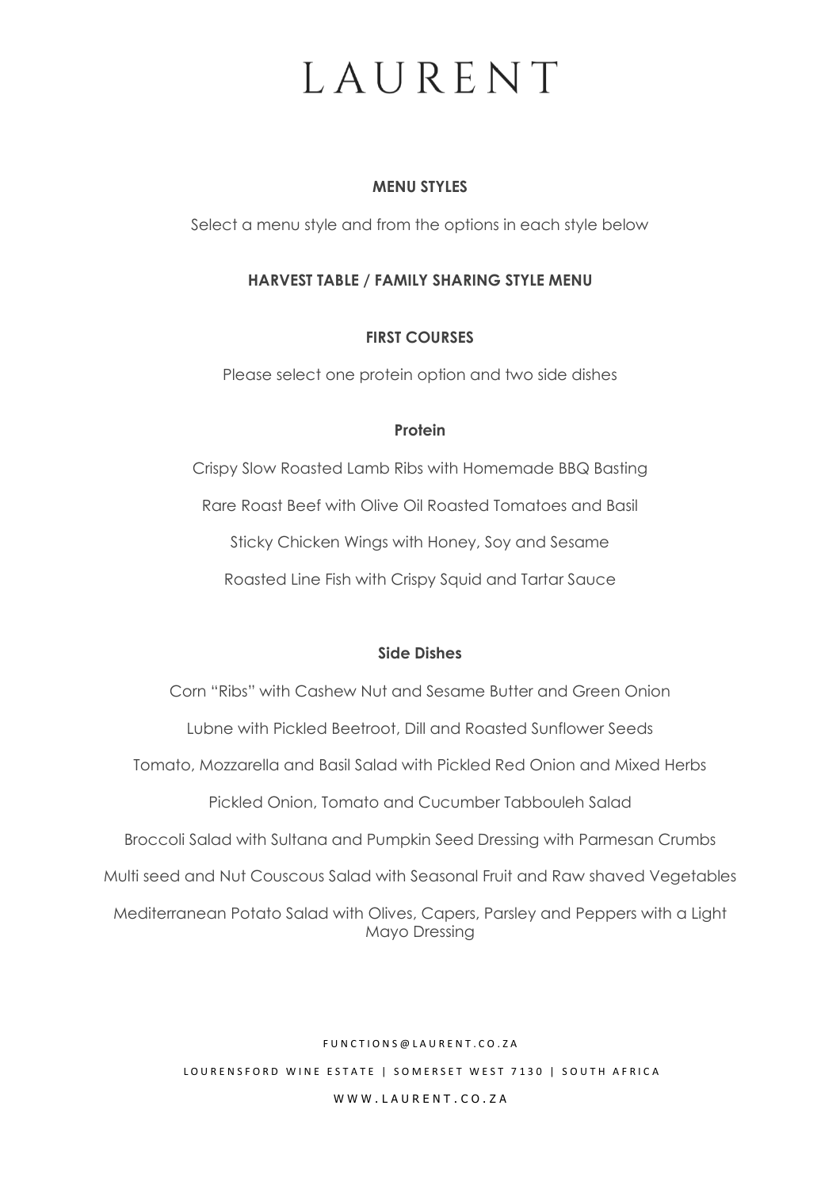# LAURENT

## MENU STYLES

Select a menu style and from the options in each style below

## HARVEST TABLE / FAMILY SHARING STYLE MENU

### FIRST COURSES

Please select one protein option and two side dishes

**Protein**

Crispy Slow Roasted Lamb Ribs with Homemade BBQ Basting

Rare Roast Beef with Olive Oil Roasted Tomatoes and Basil

Sticky Chicken Wings with Honey, Soy and Sesame

Roasted Line Fish with Crispy Squid and Tartar Sauce

**Side Dishes**

Corn "Ribs" with Cashew Nut and Sesame Butter and Green Onion

Lubne with Pickled Beetroot, Dill and Roasted Sunflower Seeds

Tomato, Mozzarella and Basil Salad with Pickled Red Onion and Mixed Herbs

Pickled Onion, Tomato and Cucumber Tabbouleh Salad

Broccoli Salad with Sultana and Pumpkin Seed Dressing with Parmesan Crumbs

Multi seed and Nut Couscous Salad with Seasonal Fruit and Raw shaved Vegetables

Mediterranean Potato Salad with Olives, Capers, Parsley and Peppers with a Light Mayo Dressing

FUNCTIONS@LAURENT.CO.ZA

LOURENSFORD WINE ESTATE | SOMERSET WEST 7130 | SOUTH AFRICA

WWW.LAURENT.CO.ZA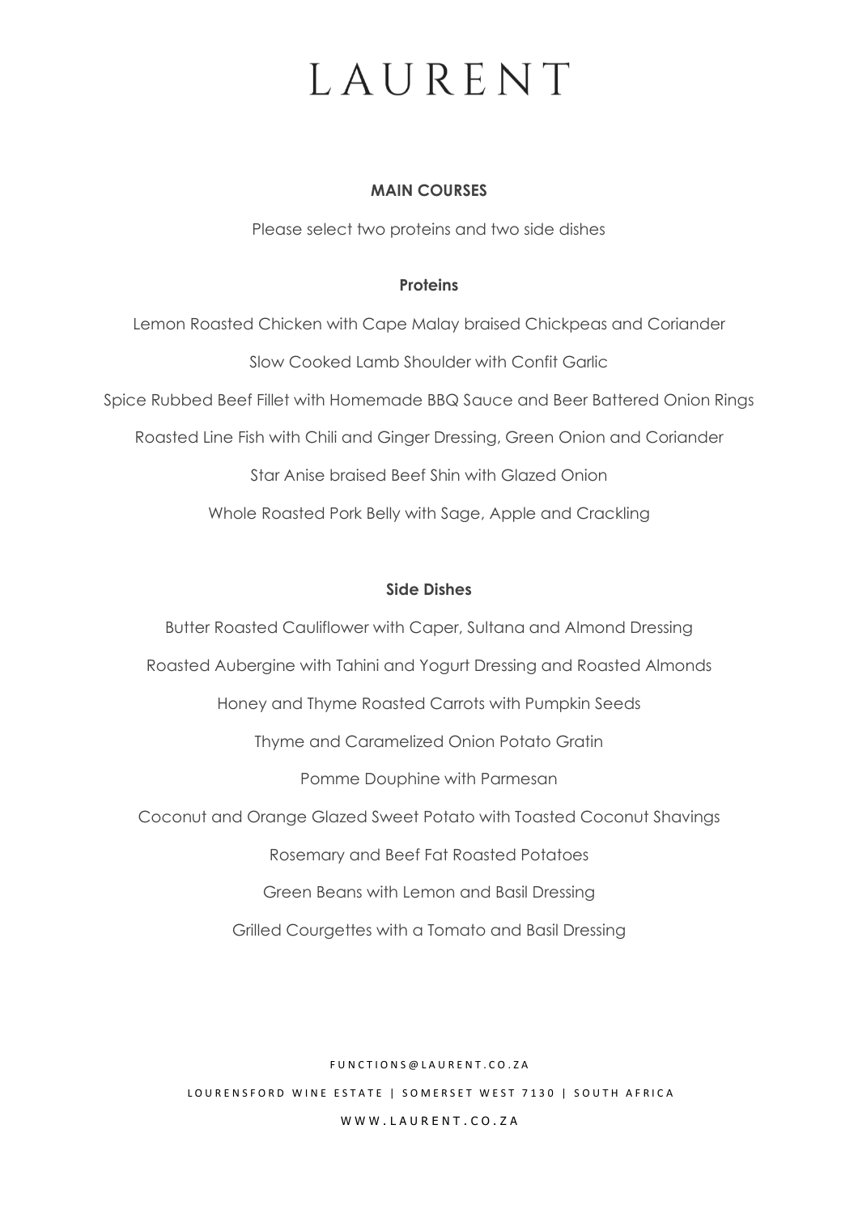# LAURENT

## MAIN COURSES

Please select two proteins and two side dishes

### Proteins

Lemon Roasted Chicken with Cape Malay braised Chickpeas and Coriander

Slow Cooked Lamb Shoulder with Confit Garlic

Spice Rubbed Beef Fillet with Homemade BBQ Sauce and Beer Battered Onion Rings

Roasted Line Fish with Chili and Ginger Dressing, Green Onion and Coriander

Star Anise braised Beef Shin with Glazed Onion

Whole Roasted Pork Belly with Sage, Apple and Crackling

### Side Dishes

Butter Roasted Cauliflower with Caper, Sultana and Almond Dressing

Roasted Aubergine with Tahini and Yogurt Dressing and Roasted Almonds

Honey and Thyme Roasted Carrots with Pumpkin Seeds

Thyme and Caramelized Onion Potato Gratin

Pomme Douphine with Parmesan

Coconut and Orange Glazed Sweet Potato with Toasted Coconut Shavings

Rosemary and Beef Fat Roasted Potatoes

Green Beans with Lemon and Basil Dressing

Grilled Courgettes with a Tomato and Basil Dressing

FUNCTIONS@LAURENT.CO.ZA

LOURENSFORD WINE ESTATE | SOMERSET WEST 7130 | SOUTH AFRICA

WWW.LAURENT.CO.ZA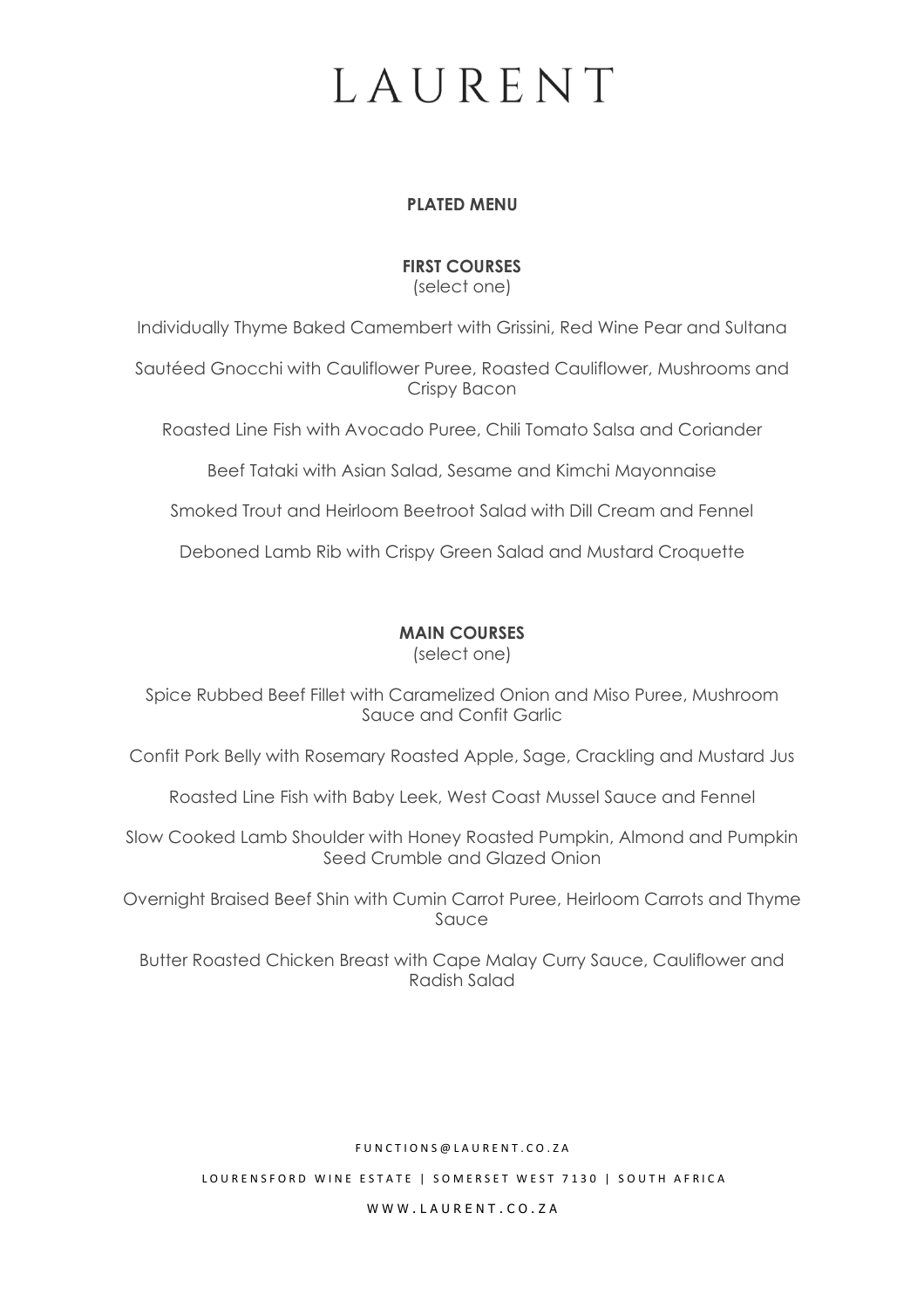# LAURENT

## PLATED MENU

### FIRST COURSES

(select one)

Individually Thyme Baked Camembert with Grissini, Red Wine Pear and Sultana

Sautéed Gnocchi with Cauliflower Puree, Roasted Cauliflower, Mushrooms and Crispy Bacon

Roasted Line Fish with Avocado Puree, Chili Tomato Salsa and Coriander

Beef Tataki with Asian Salad, Sesame and Kimchi Mayonnaise

Smoked Trout and Heirloom Beetroot Salad with Dill Cream and Fennel

Deboned Lamb Rib with Crispy Green Salad and Mustard Croquette

### MAIN COURSES

(select one)

Spice Rubbed Beef Fillet with Caramelized Onion and Miso Puree, Mushroom Sauce and Confit Garlic

Confit Pork Belly with Rosemary Roasted Apple, Sage, Crackling and Mustard Jus

Roasted Line Fish with Baby Leek, West Coast Mussel Sauce and Fennel

Slow Cooked Lamb Shoulder with Honey Roasted Pumpkin, Almond and Pumpkin Seed Crumble and Glazed Onion

Overnight Braised Beef Shin with Cumin Carrot Puree, Heirloom Carrots and Thyme Sauce

Butter Roasted Chicken Breast with Cape Malay Curry Sauce, Cauliflower and Radish Salad

FUNCTIONS@LAURENT.CO.ZA

LOURENSFORD WINE ESTATE | SOMERSET WEST 7130 | SOUTH AFRICA

WWW.LAURENT.CO.ZA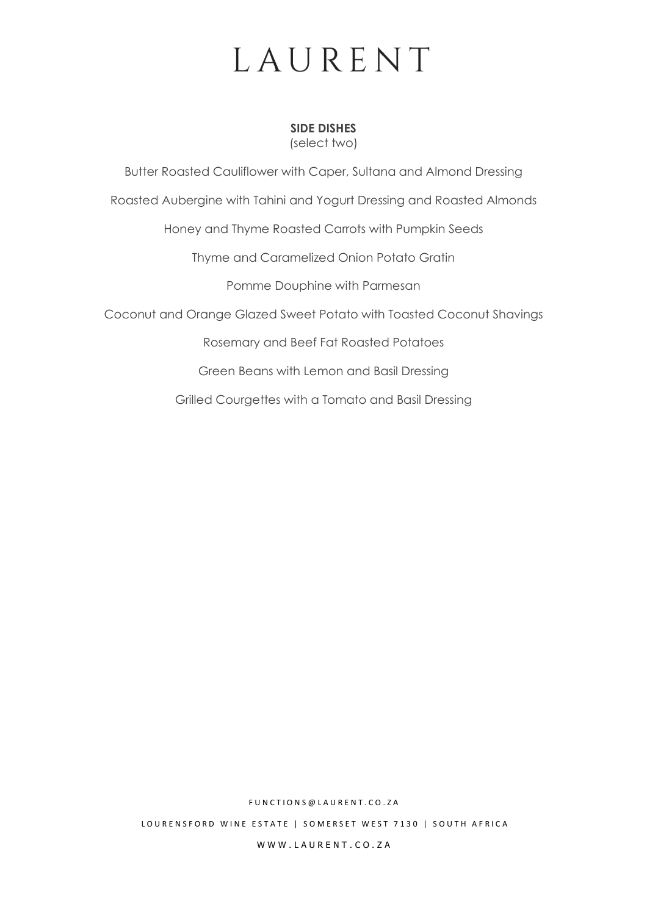# LAURENT

## SIDE DISHES

(select two)

Butter Roasted Cauliflower with Caper, Sultana and Almond Dressing

Roasted Aubergine with Tahini and Yogurt Dressing and Roasted Almonds

Honey and Thyme Roasted Carrots with Pumpkin Seeds

Thyme and Caramelized Onion Potato Gratin

Pomme Douphine with Parmesan

Coconut and Orange Glazed Sweet Potato with Toasted Coconut Shavings

Rosemary and Beef Fat Roasted Potatoes

Green Beans with Lemon and Basil Dressing

Grilled Courgettes with a Tomato and Basil Dressing

FUNCTIONS@LAURENT.CO.ZA

LOURENSFORD WINE ESTATE | SOMERSET WEST 7130 | SOUTH AFRICA

WWW.LAURENT.CO.ZA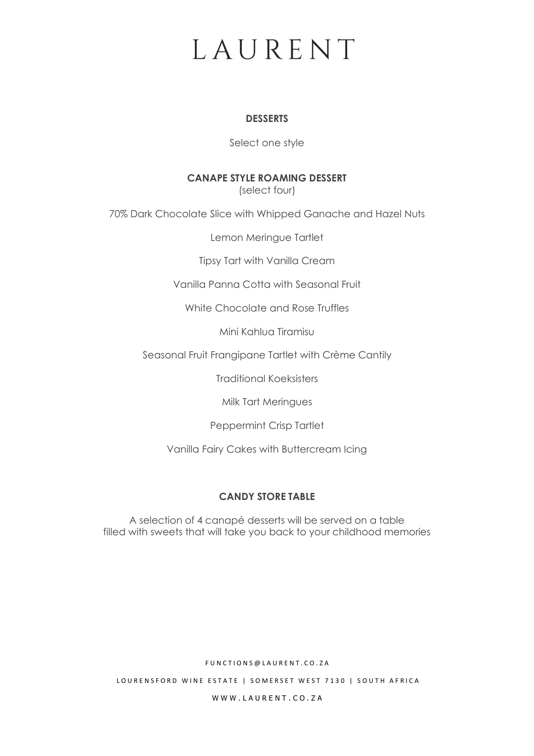# LAURENT

## DESSERTS

Select one style

### CANAPE STYLE ROAMING DESSERT

(select four)

70% Dark Chocolate Slice with Whipped Ganache and Hazel Nuts

Lemon Meringue Tartlet

Tipsy Tart with Vanilla Cream

Vanilla Panna Cotta with Seasonal Fruit

White Chocolate and Rose Truffles

Mini Kahlua Tiramisu

Seasonal Fruit Frangipane Tartlet with Crème Cantily

Traditional Koeksisters

Milk Tart Meringues

Peppermint Crisp Tartlet

Vanilla Fairy Cakes with Buttercream Icing

### CANDY STORE TABLE

A selection of 4 canapé desserts will be served on a table filled with sweets that will take you back to your childhood memories

FUNCTIONS@LAURENT.CO.ZA

LOURENSFORD WINE ESTATE | SOMERSET WEST 7130 | SOUTH AFRICA

WWW.LAURENT.CO.ZA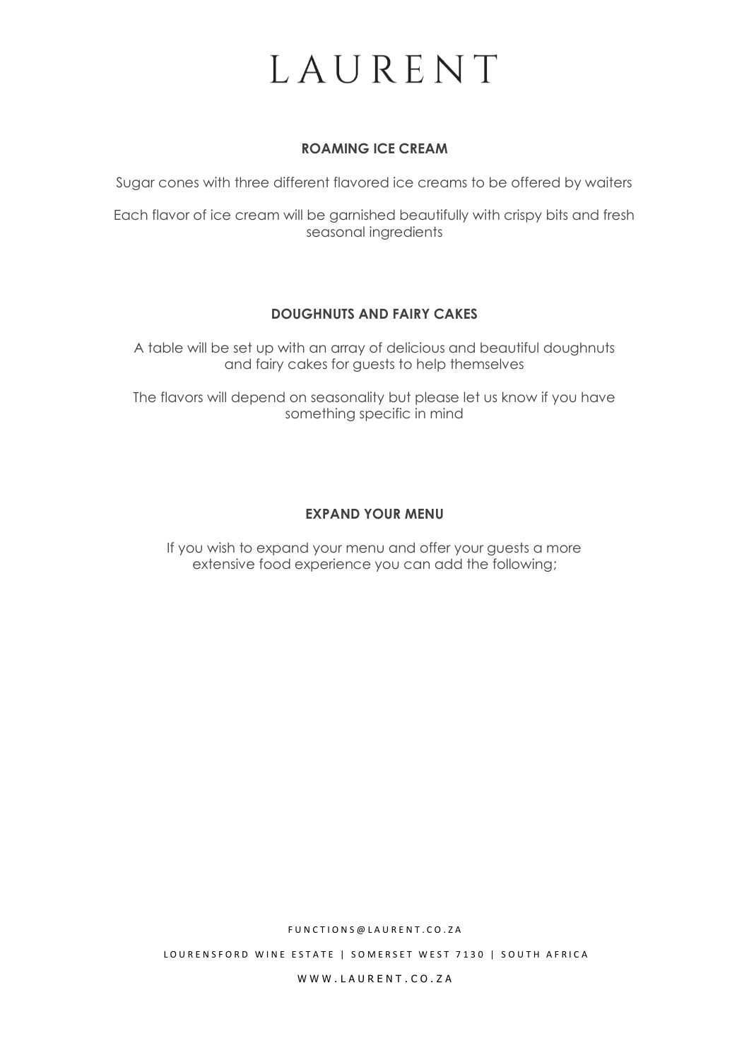# LAURENT

### ROAMING ICE CREAM

Sugar cones with three different flavored ice creams to be offered by waiters

Each flavor of ice cream will be garnished beautifully with crispy bits and fresh seasonal ingredients

### DOUGHNUTS AND FAIRY CAKES

A table will be set up with an array of delicious and beautiful doughnuts and fairy cakes for guests to help themselves

The flavors will depend on seasonality but please let us know if you have something specific in mind

### EXPAND YOUR MENU

If you wish to expand your menu and offer your guests a more extensive food experience you can add the following;

FUNCTIONS@LAURENT.CO.ZA

LOURENSFORD WINE ESTATE | SOMERSET WEST 7130 | SOUTH AFRICA

WWW.LAURENT.CO.ZA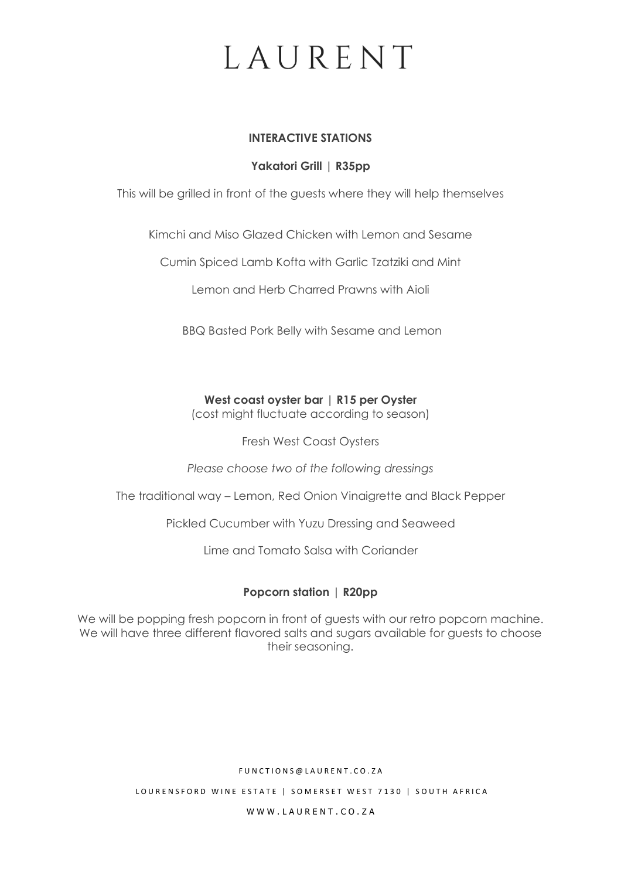# LAURENT

**INTERACTIVE STATIONS**

**Yakatori Grill | R35pp**

This will be grilled in front of the guests where they will help themselves

Kimchi and Miso Glazed Chicken with Lemon and Sesame

Cumin Spiced Lamb Kofta with Garlic Tzatziki and Mint

Lemon and Herb Charred Prawns with Aioli

BBQ Basted Pork Belly with Sesame and Lemon

**West coast oyster bar | R15 per Oyster**
(cost might fluctuate according to season)

Fresh West Coast Oysters

*Please choose two of the following dressings*

The traditional way – Lemon, Red Onion Vinaigrette and Black Pepper

Pickled Cucumber with Yuzu Dressing and Seaweed

Lime and Tomato Salsa with Coriander

**Popcorn station | R20pp**

We will be popping fresh popcorn in front of guests with our retro popcorn machine. We will have three different flavored salts and sugars available for guests to choose their seasoning.

FUNCTIONS@LAURENT.CO.ZA

LOURENSFORD WINE ESTATE | SOMERSET WEST 7130 | SOUTH AFRICA

WWW.LAURENT.CO.ZA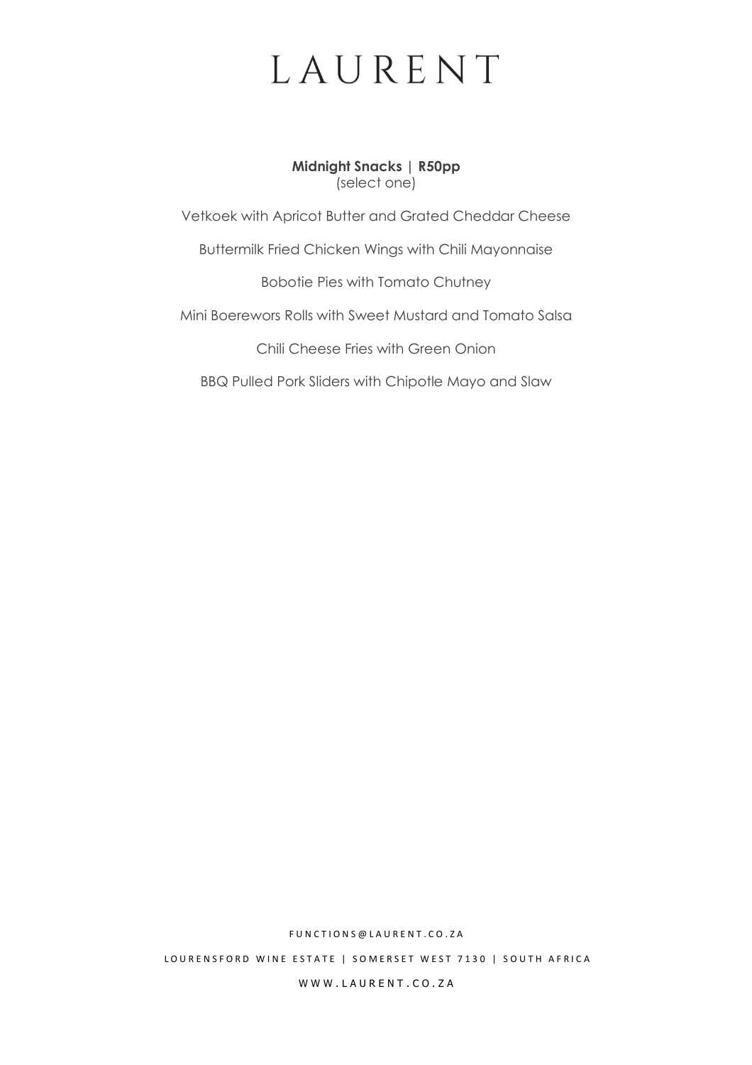# LAURENT

**Midnight Snacks | R50pp**
(select one)

Vetkoek with Apricot Butter and Grated Cheddar Cheese

Buttermilk Fried Chicken Wings with Chili Mayonnaise

Bobotie Pies with Tomato Chutney

Mini Boerewors Rolls with Sweet Mustard and Tomato Salsa

Chili Cheese Fries with Green Onion

BBQ Pulled Pork Sliders with Chipotle Mayo and Slaw

FUNCTIONS@LAURENT.CO.ZA

LOURENSFORD WINE ESTATE | SOMERSET WEST 7130 | SOUTH AFRICA

WWW.LAURENT.CO.ZA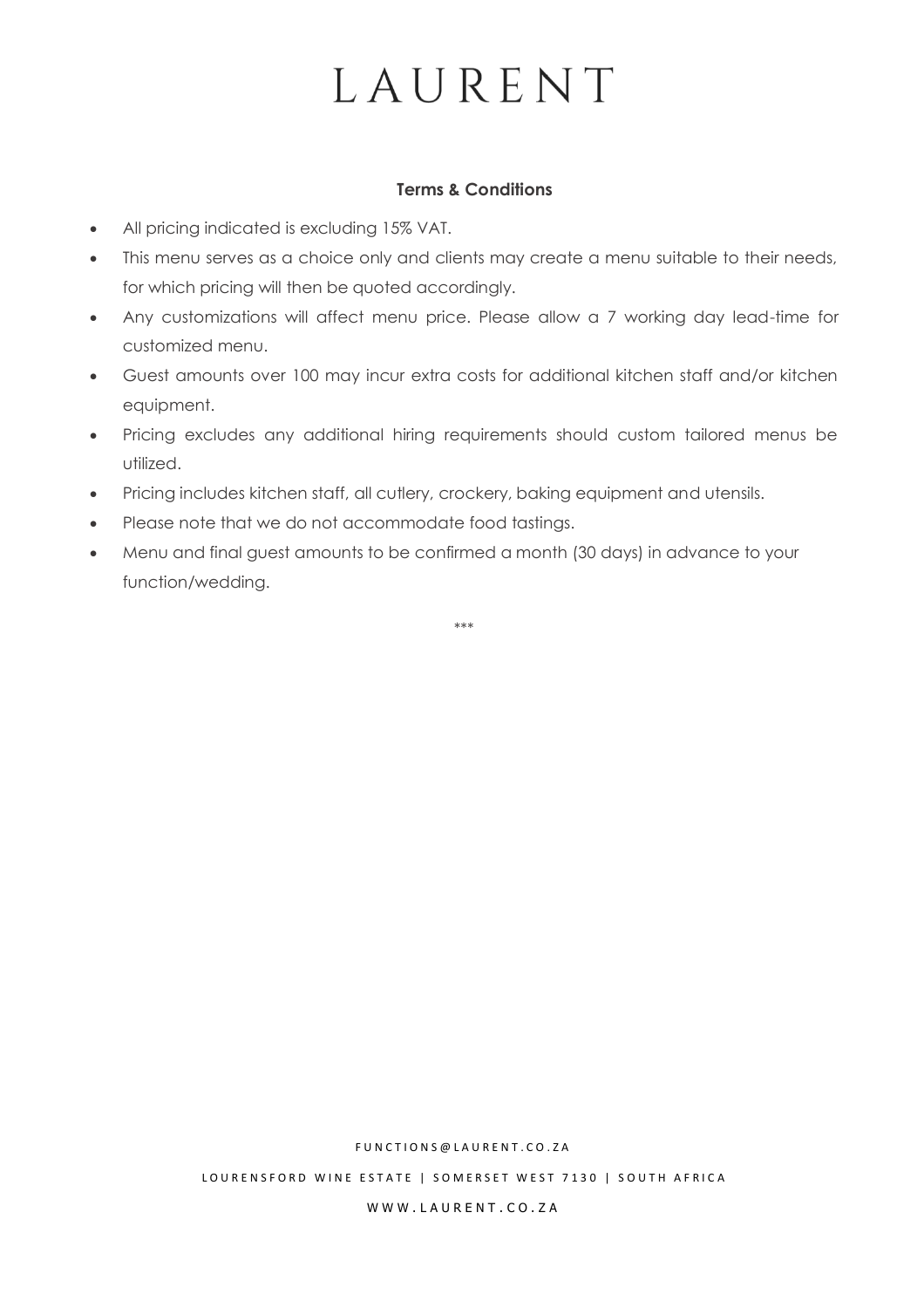**Terms & Conditions**

- All pricing indicated is excluding 15% VAT.
- This menu serves as a choice only and clients may create a menu suitable to their needs, for which pricing will then be quoted accordingly.
- Any customizations will affect menu price. Please allow a 7 working day lead-time for customized menu.
- Guest amounts over 100 may incur extra costs for additional kitchen staff and/or kitchen equipment.
- Pricing excludes any additional hiring requirements should custom tailored menus be utilized.
- Pricing includes kitchen staff, all cutlery, crockery, baking equipment and utensils.
- Please note that we do not accommodate food tastings.
- Menu and final guest amounts to be confirmed a month (30 days) in advance to your function/wedding.

***